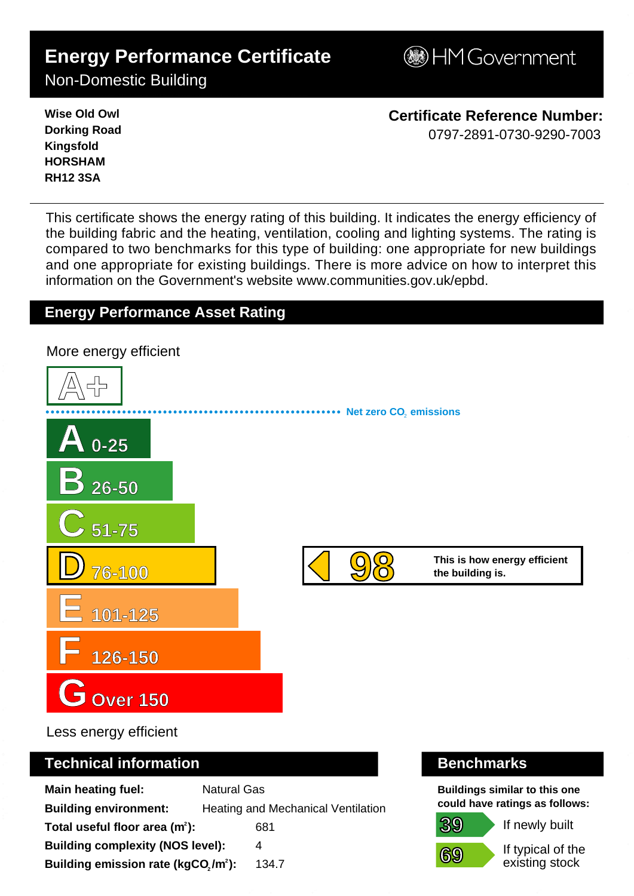# Energy Performance Certificate

Non-Domestic Building

HM Government

**Wise Old Owl**
**Dorking Road**
**Kingsfold**
**HORSHAM**
**RH12 3SA**

**Certificate Reference Number:**
0797-2891-0730-9290-7003

This certificate shows the energy rating of this building. It indicates the energy efficiency of the building fabric and the heating, ventilation, cooling and lighting systems. The rating is compared to two benchmarks for this type of building: one appropriate for new buildings and one appropriate for existing buildings. There is more advice on how to interpret this information on the Government's website www.communities.gov.uk/epbd.

## Energy Performance Asset Rating

More energy efficient

A+

Net zero $CO_2$ emissions

- A 0-25
- B 26-50
- C 51-75
- D 76-100
- E 101-125
- F 126-150
- G Over 150

**98** — **This is how energy efficient the building is.**

Less energy efficient

## Technical information

| | |
|---|---|
| **Main heating fuel:** | Natural Gas |
| **Building environment:** | Heating and Mechanical Ventilation |
| **Total useful floor area ($m^2$):** | 681 |
| **Building complexity (NOS level):** | 4 |
| **Building emission rate ($kgCO_2/m^2$):** | 134.7 |

## Benchmarks

**Buildings similar to this one could have ratings as follows:**

- **39** If newly built
- **69** If typical of the existing stock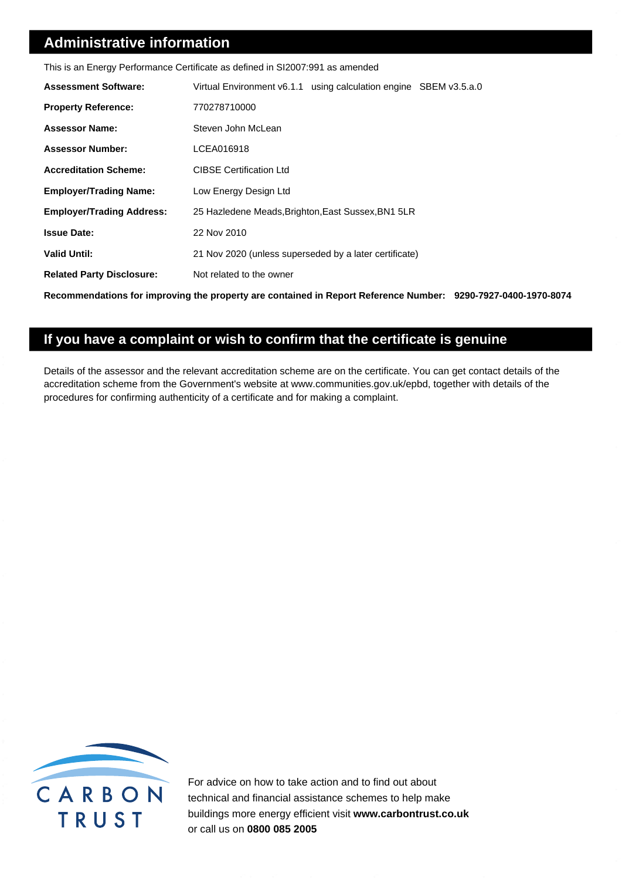## Administrative information

This is an Energy Performance Certificate as defined in SI2007:991 as amended

| | |
|---|---|
| **Assessment Software:** | Virtual Environment v6.1.1 using calculation engine SBEM v3.5.a.0 |
| **Property Reference:** | 770278710000 |
| **Assessor Name:** | Steven John McLean |
| **Assessor Number:** | LCEA016918 |
| **Accreditation Scheme:** | CIBSE Certification Ltd |
| **Employer/Trading Name:** | Low Energy Design Ltd |
| **Employer/Trading Address:** | 25 Hazledene Meads,Brighton,East Sussex,BN1 5LR |
| **Issue Date:** | 22 Nov 2010 |
| **Valid Until:** | 21 Nov 2020 (unless superseded by a later certificate) |
| **Related Party Disclosure:** | Not related to the owner |

**Recommendations for improving the property are contained in Report Reference Number: 9290-7927-0400-1970-8074**

## If you have a complaint or wish to confirm that the certificate is genuine

Details of the assessor and the relevant accreditation scheme are on the certificate. You can get contact details of the accreditation scheme from the Government's website at www.communities.gov.uk/epbd, together with details of the procedures for confirming authenticity of a certificate and for making a complaint.

CARBON TRUST

For advice on how to take action and to find out about technical and financial assistance schemes to help make buildings more energy efficient visit **www.carbontrust.co.uk** or call us on **0800 085 2005**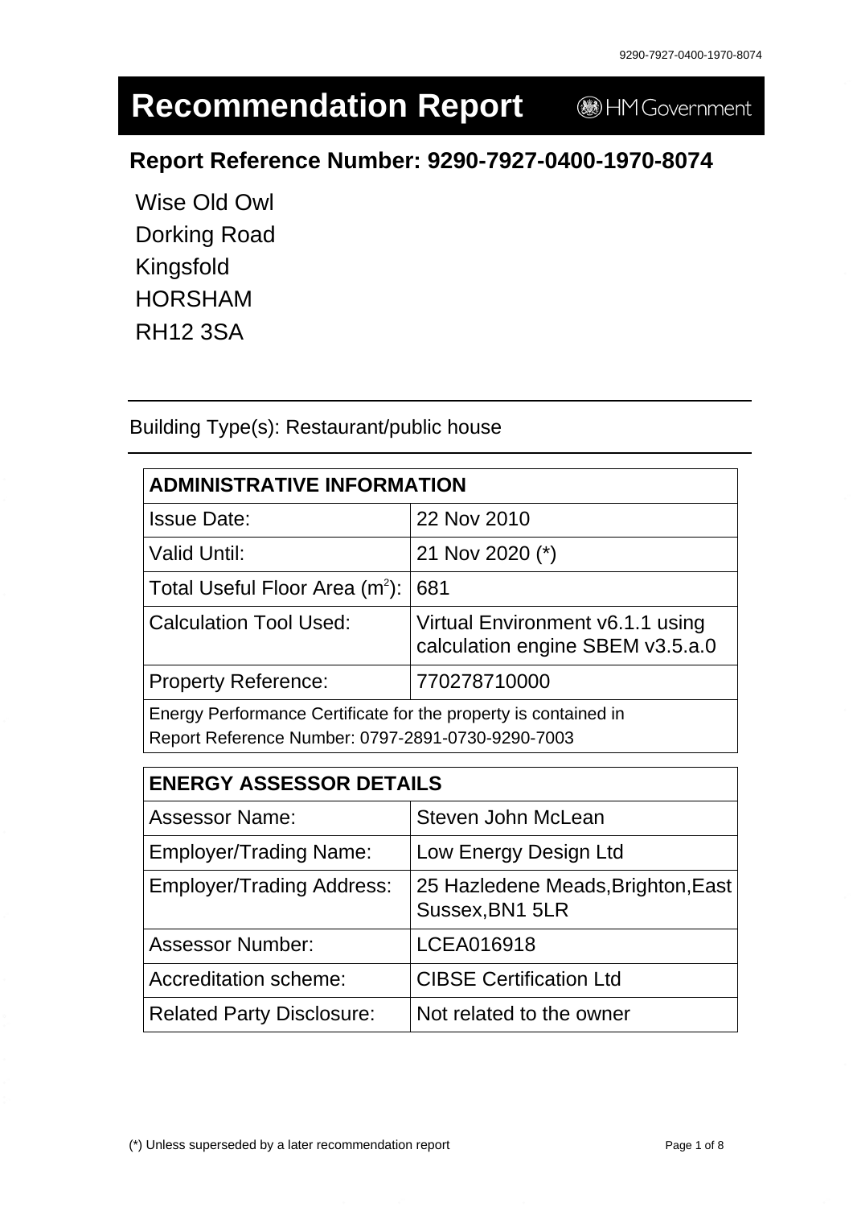# Recommendation Report

## Report Reference Number: 9290-7927-0400-1970-8074

Wise Old Owl
Dorking Road
Kingsfold
HORSHAM
RH12 3SA

Building Type(s): Restaurant/public house

| ADMINISTRATIVE INFORMATION | |
|---|---|
| Issue Date: | 22 Nov 2010 |
| Valid Until: | 21 Nov 2020 (*) |
| Total Useful Floor Area ($m^2$): | 681 |
| Calculation Tool Used: | Virtual Environment v6.1.1 using calculation engine SBEM v3.5.a.0 |
| Property Reference: | 770278710000 |
| Energy Performance Certificate for the property is contained in Report Reference Number: 0797-2891-0730-9290-7003 | |

| ENERGY ASSESSOR DETAILS | |
|---|---|
| Assessor Name: | Steven John McLean |
| Employer/Trading Name: | Low Energy Design Ltd |
| Employer/Trading Address: | 25 Hazledene Meads,Brighton,East Sussex,BN1 5LR |
| Assessor Number: | LCEA016918 |
| Accreditation scheme: | CIBSE Certification Ltd |
| Related Party Disclosure: | Not related to the owner |

(*) Unless superseded by a later recommendation report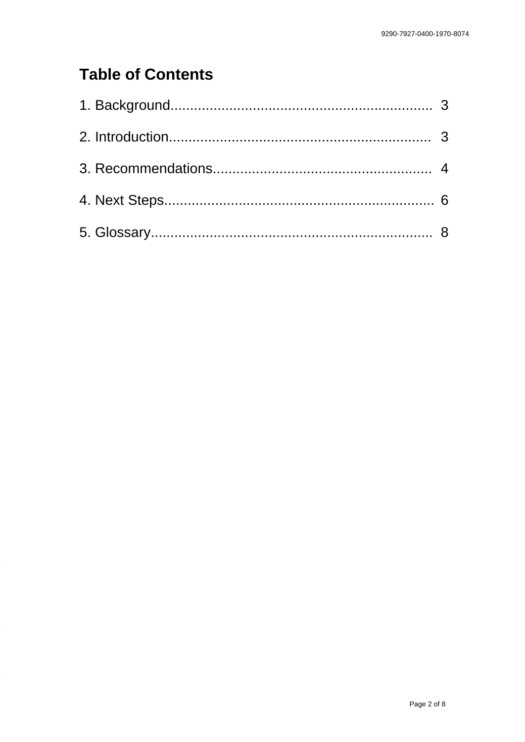# Table of Contents

1. Background.................................................................. 3

2. Introduction.................................................................. 3

3. Recommendations........................................................ 4

4. Next Steps.................................................................... 6

5. Glossary....................................................................... 8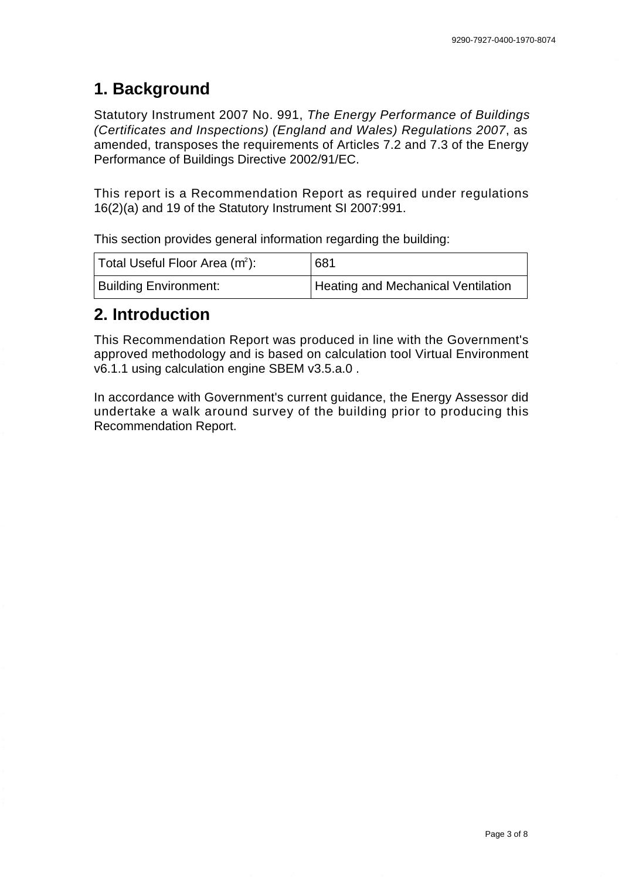# 1. Background

Statutory Instrument 2007 No. 991, *The Energy Performance of Buildings (Certificates and Inspections) (England and Wales) Regulations 2007*, as amended, transposes the requirements of Articles 7.2 and 7.3 of the Energy Performance of Buildings Directive 2002/91/EC.

This report is a Recommendation Report as required under regulations 16(2)(a) and 19 of the Statutory Instrument SI 2007:991.

This section provides general information regarding the building:

| Total Useful Floor Area ($m^2$): | 681 |
|---|---|
| Building Environment: | Heating and Mechanical Ventilation |

# 2. Introduction

This Recommendation Report was produced in line with the Government's approved methodology and is based on calculation tool Virtual Environment v6.1.1 using calculation engine SBEM v3.5.a.0 .

In accordance with Government's current guidance, the Energy Assessor did undertake a walk around survey of the building prior to producing this Recommendation Report.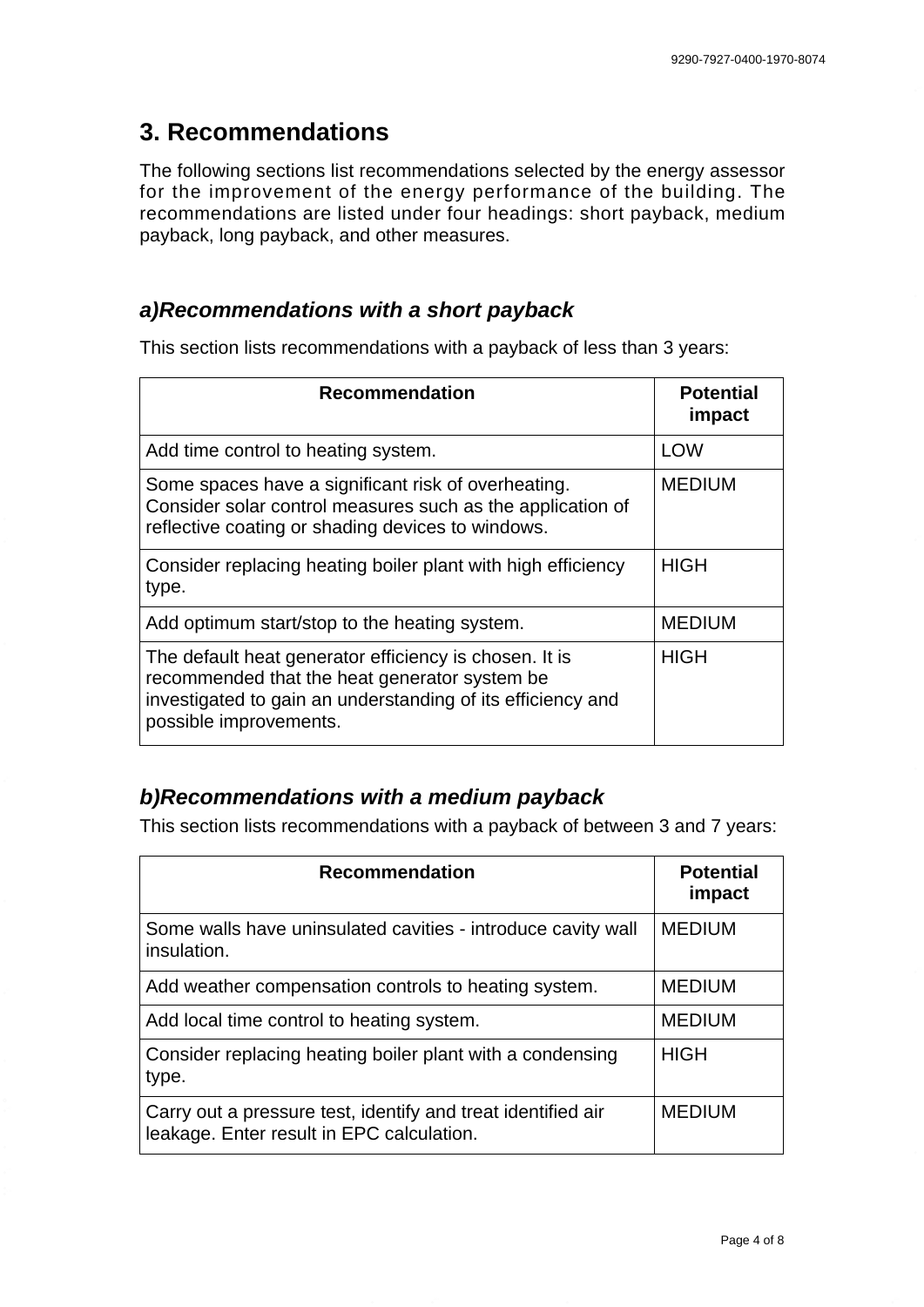## 3. Recommendations

The following sections list recommendations selected by the energy assessor for the improvement of the energy performance of the building. The recommendations are listed under four headings: short payback, medium payback, long payback, and other measures.

### *a)Recommendations with a short payback*

This section lists recommendations with a payback of less than 3 years:

| Recommendation | Potential impact |
|---|---|
| Add time control to heating system. | LOW |
| Some spaces have a significant risk of overheating. Consider solar control measures such as the application of reflective coating or shading devices to windows. | MEDIUM |
| Consider replacing heating boiler plant with high efficiency type. | HIGH |
| Add optimum start/stop to the heating system. | MEDIUM |
| The default heat generator efficiency is chosen. It is recommended that the heat generator system be investigated to gain an understanding of its efficiency and possible improvements. | HIGH |

### *b)Recommendations with a medium payback*

This section lists recommendations with a payback of between 3 and 7 years:

| Recommendation | Potential impact |
|---|---|
| Some walls have uninsulated cavities - introduce cavity wall insulation. | MEDIUM |
| Add weather compensation controls to heating system. | MEDIUM |
| Add local time control to heating system. | MEDIUM |
| Consider replacing heating boiler plant with a condensing type. | HIGH |
| Carry out a pressure test, identify and treat identified air leakage. Enter result in EPC calculation. | MEDIUM |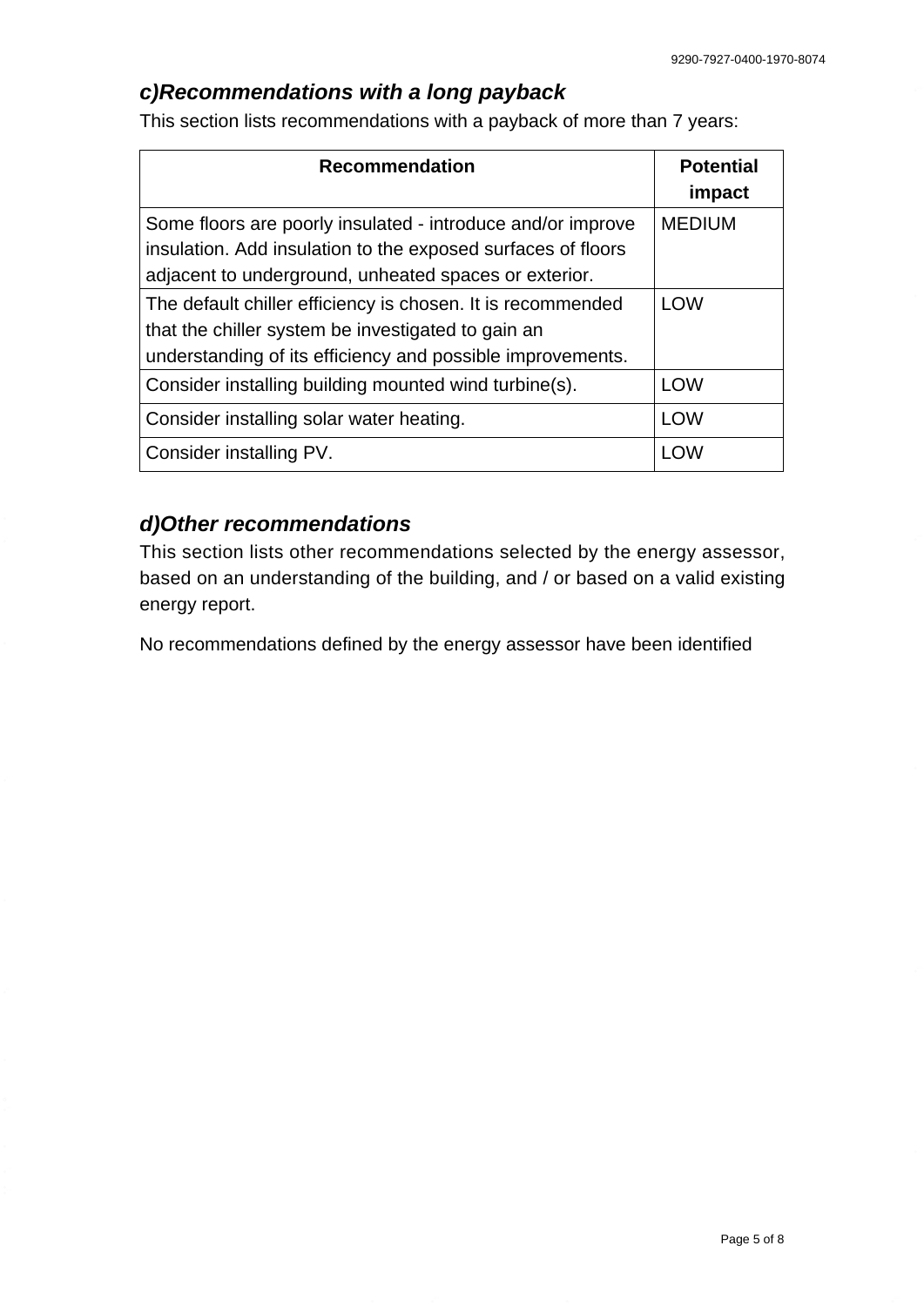### *c)Recommendations with a long payback*

This section lists recommendations with a payback of more than 7 years:

| Recommendation | Potential impact |
|---|---|
| Some floors are poorly insulated - introduce and/or improve insulation. Add insulation to the exposed surfaces of floors adjacent to underground, unheated spaces or exterior. | MEDIUM |
| The default chiller efficiency is chosen. It is recommended that the chiller system be investigated to gain an understanding of its efficiency and possible improvements. | LOW |
| Consider installing building mounted wind turbine(s). | LOW |
| Consider installing solar water heating. | LOW |
| Consider installing PV. | LOW |

### *d)Other recommendations*

This section lists other recommendations selected by the energy assessor, based on an understanding of the building, and / or based on a valid existing energy report.

No recommendations defined by the energy assessor have been identified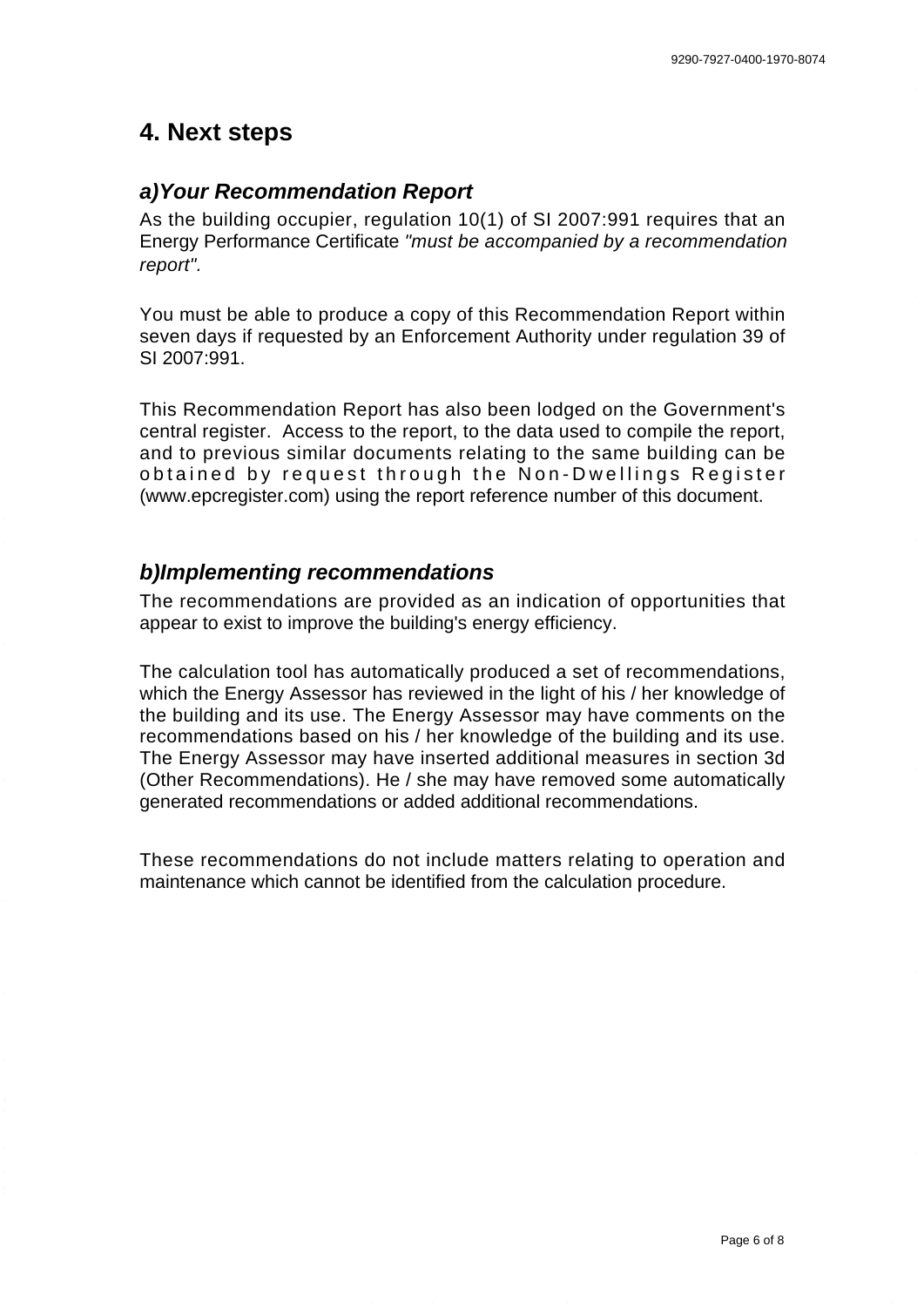## 4. Next steps

### *a)Your Recommendation Report*

As the building occupier, regulation 10(1) of SI 2007:991 requires that an Energy Performance Certificate *"must be accompanied by a recommendation report".*

You must be able to produce a copy of this Recommendation Report within seven days if requested by an Enforcement Authority under regulation 39 of SI 2007:991.

This Recommendation Report has also been lodged on the Government's central register. Access to the report, to the data used to compile the report, and to previous similar documents relating to the same building can be obtained by request through the Non-Dwellings Register (www.epcregister.com) using the report reference number of this document.

### *b)Implementing recommendations*

The recommendations are provided as an indication of opportunities that appear to exist to improve the building's energy efficiency.

The calculation tool has automatically produced a set of recommendations, which the Energy Assessor has reviewed in the light of his / her knowledge of the building and its use. The Energy Assessor may have comments on the recommendations based on his / her knowledge of the building and its use. The Energy Assessor may have inserted additional measures in section 3d (Other Recommendations). He / she may have removed some automatically generated recommendations or added additional recommendations.

These recommendations do not include matters relating to operation and maintenance which cannot be identified from the calculation procedure.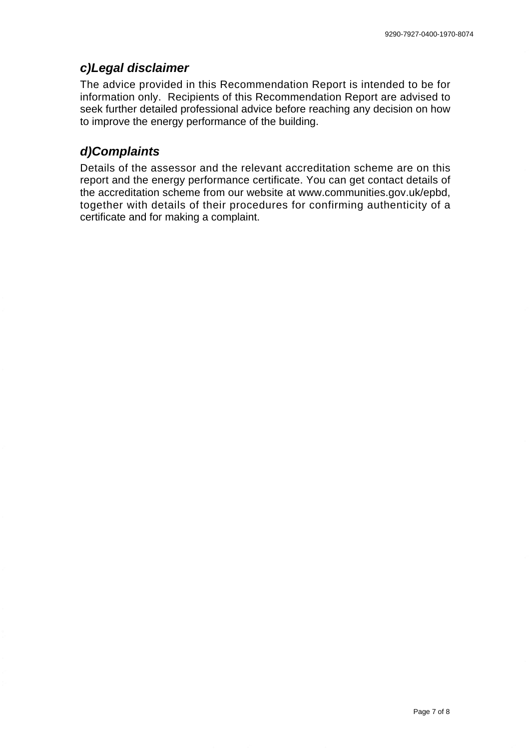## *c)Legal disclaimer*

The advice provided in this Recommendation Report is intended to be for information only. Recipients of this Recommendation Report are advised to seek further detailed professional advice before reaching any decision on how to improve the energy performance of the building.

## *d)Complaints*

Details of the assessor and the relevant accreditation scheme are on this report and the energy performance certificate. You can get contact details of the accreditation scheme from our website at www.communities.gov.uk/epbd, together with details of their procedures for confirming authenticity of a certificate and for making a complaint.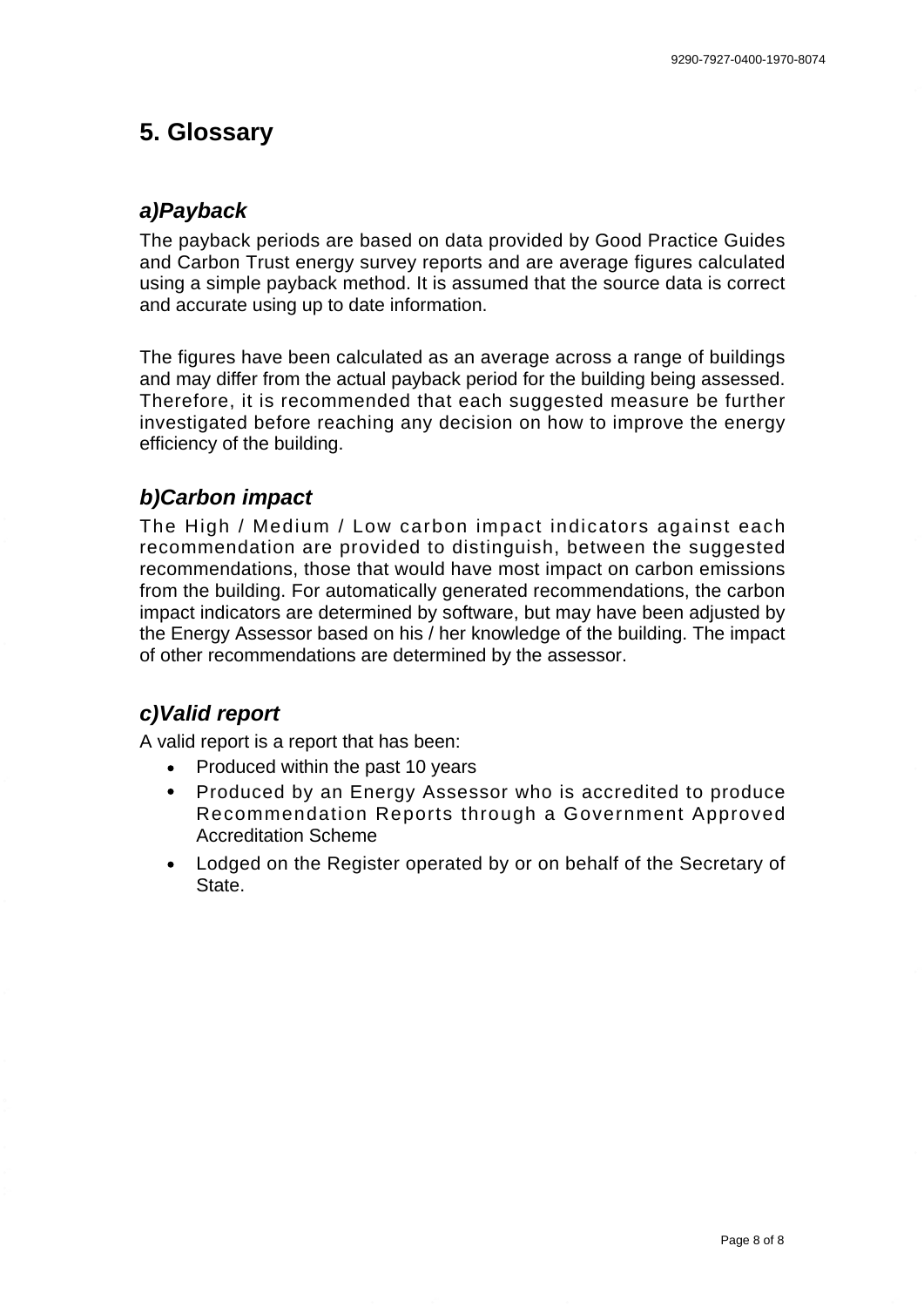## 5. Glossary

### *a)Payback*

The payback periods are based on data provided by Good Practice Guides and Carbon Trust energy survey reports and are average figures calculated using a simple payback method. It is assumed that the source data is correct and accurate using up to date information.

The figures have been calculated as an average across a range of buildings and may differ from the actual payback period for the building being assessed. Therefore, it is recommended that each suggested measure be further investigated before reaching any decision on how to improve the energy efficiency of the building.

### *b)Carbon impact*

The High / Medium / Low carbon impact indicators against each recommendation are provided to distinguish, between the suggested recommendations, those that would have most impact on carbon emissions from the building. For automatically generated recommendations, the carbon impact indicators are determined by software, but may have been adjusted by the Energy Assessor based on his / her knowledge of the building. The impact of other recommendations are determined by the assessor.

### *c)Valid report*

A valid report is a report that has been:

- Produced within the past 10 years
- Produced by an Energy Assessor who is accredited to produce Recommendation Reports through a Government Approved Accreditation Scheme
- Lodged on the Register operated by or on behalf of the Secretary of State.